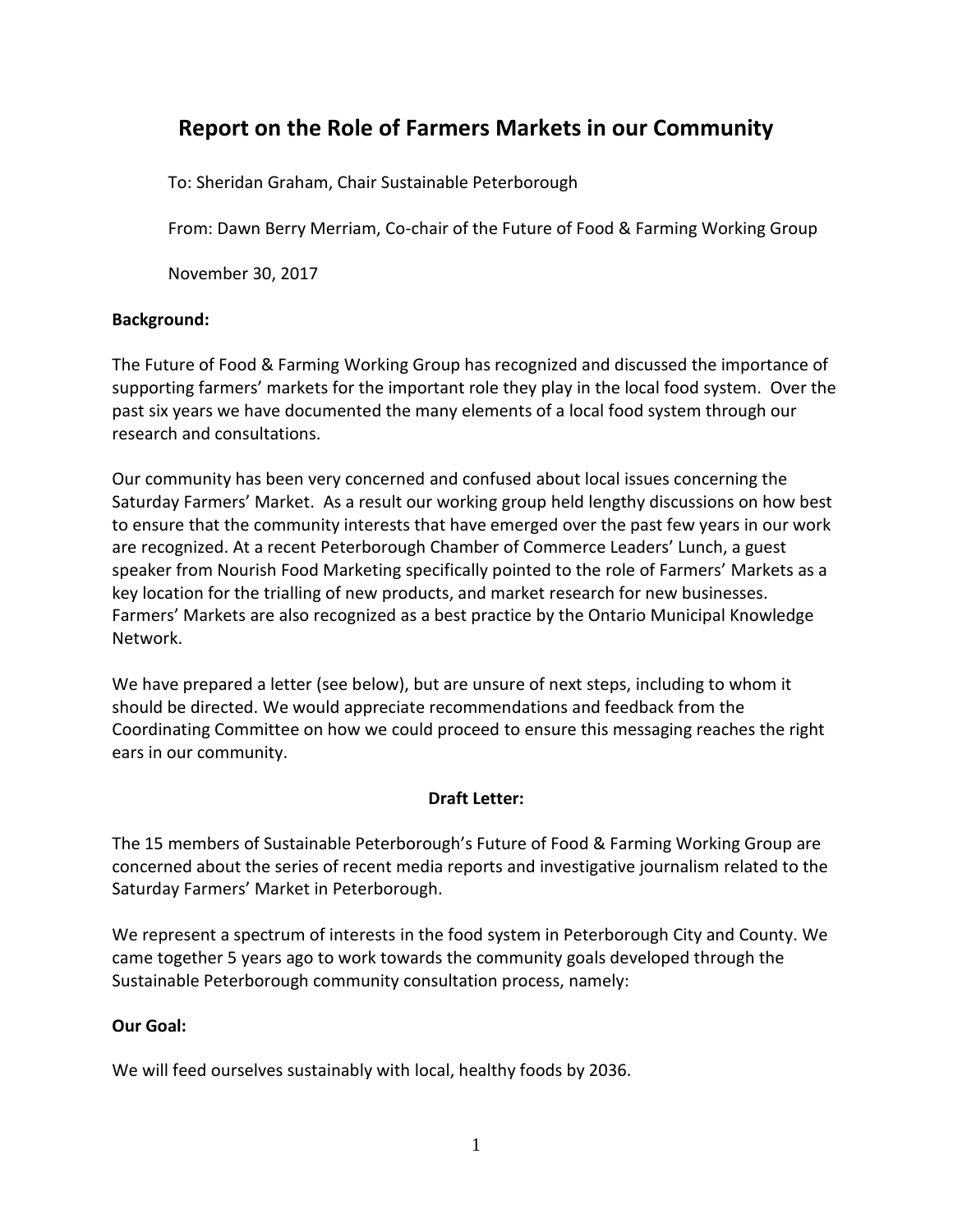# Report on the Role of Farmers Markets in our Community

To: Sheridan Graham, Chair Sustainable Peterborough

From: Dawn Berry Merriam, Co-chair of the Future of Food & Farming Working Group

November 30, 2017

**Background:**

The Future of Food & Farming Working Group has recognized and discussed the importance of supporting farmers' markets for the important role they play in the local food system. Over the past six years we have documented the many elements of a local food system through our research and consultations.

Our community has been very concerned and confused about local issues concerning the Saturday Farmers' Market. As a result our working group held lengthy discussions on how best to ensure that the community interests that have emerged over the past few years in our work are recognized. At a recent Peterborough Chamber of Commerce Leaders' Lunch, a guest speaker from Nourish Food Marketing specifically pointed to the role of Farmers' Markets as a key location for the trialling of new products, and market research for new businesses. Farmers' Markets are also recognized as a best practice by the Ontario Municipal Knowledge Network.

We have prepared a letter (see below), but are unsure of next steps, including to whom it should be directed. We would appreciate recommendations and feedback from the Coordinating Committee on how we could proceed to ensure this messaging reaches the right ears in our community.

**Draft Letter:**

The 15 members of Sustainable Peterborough's Future of Food & Farming Working Group are concerned about the series of recent media reports and investigative journalism related to the Saturday Farmers' Market in Peterborough.

We represent a spectrum of interests in the food system in Peterborough City and County. We came together 5 years ago to work towards the community goals developed through the Sustainable Peterborough community consultation process, namely:

**Our Goal:**

We will feed ourselves sustainably with local, healthy foods by 2036.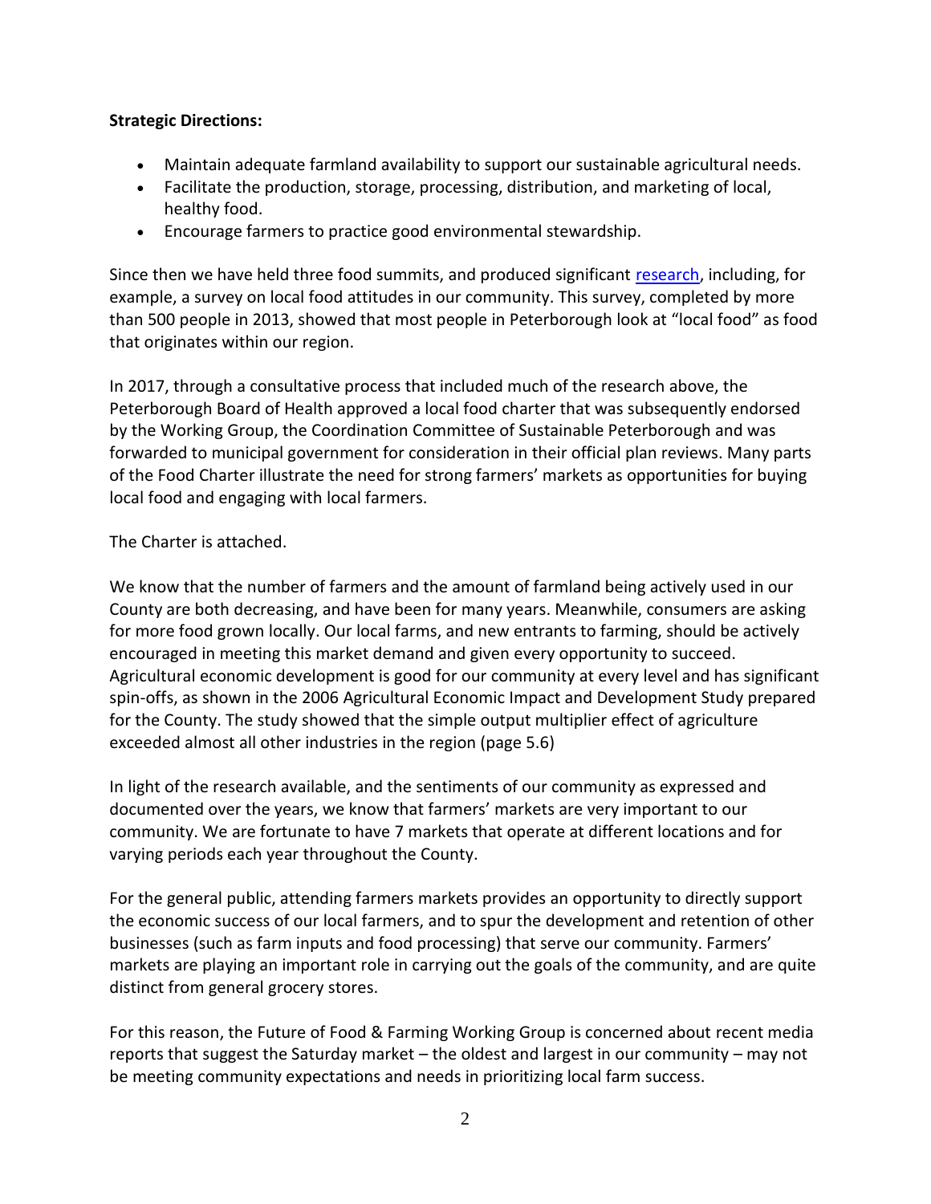**Strategic Directions:**

- Maintain adequate farmland availability to support our sustainable agricultural needs.
- Facilitate the production, storage, processing, distribution, and marketing of local, healthy food.
- Encourage farmers to practice good environmental stewardship.

Since then we have held three food summits, and produced significant research, including, for example, a survey on local food attitudes in our community. This survey, completed by more than 500 people in 2013, showed that most people in Peterborough look at "local food" as food that originates within our region.

In 2017, through a consultative process that included much of the research above, the Peterborough Board of Health approved a local food charter that was subsequently endorsed by the Working Group, the Coordination Committee of Sustainable Peterborough and was forwarded to municipal government for consideration in their official plan reviews. Many parts of the Food Charter illustrate the need for strong farmers' markets as opportunities for buying local food and engaging with local farmers.

The Charter is attached.

We know that the number of farmers and the amount of farmland being actively used in our County are both decreasing, and have been for many years. Meanwhile, consumers are asking for more food grown locally. Our local farms, and new entrants to farming, should be actively encouraged in meeting this market demand and given every opportunity to succeed. Agricultural economic development is good for our community at every level and has significant spin-offs, as shown in the 2006 Agricultural Economic Impact and Development Study prepared for the County. The study showed that the simple output multiplier effect of agriculture exceeded almost all other industries in the region (page 5.6)

In light of the research available, and the sentiments of our community as expressed and documented over the years, we know that farmers' markets are very important to our community. We are fortunate to have 7 markets that operate at different locations and for varying periods each year throughout the County.

For the general public, attending farmers markets provides an opportunity to directly support the economic success of our local farmers, and to spur the development and retention of other businesses (such as farm inputs and food processing) that serve our community. Farmers' markets are playing an important role in carrying out the goals of the community, and are quite distinct from general grocery stores.

For this reason, the Future of Food & Farming Working Group is concerned about recent media reports that suggest the Saturday market – the oldest and largest in our community – may not be meeting community expectations and needs in prioritizing local farm success.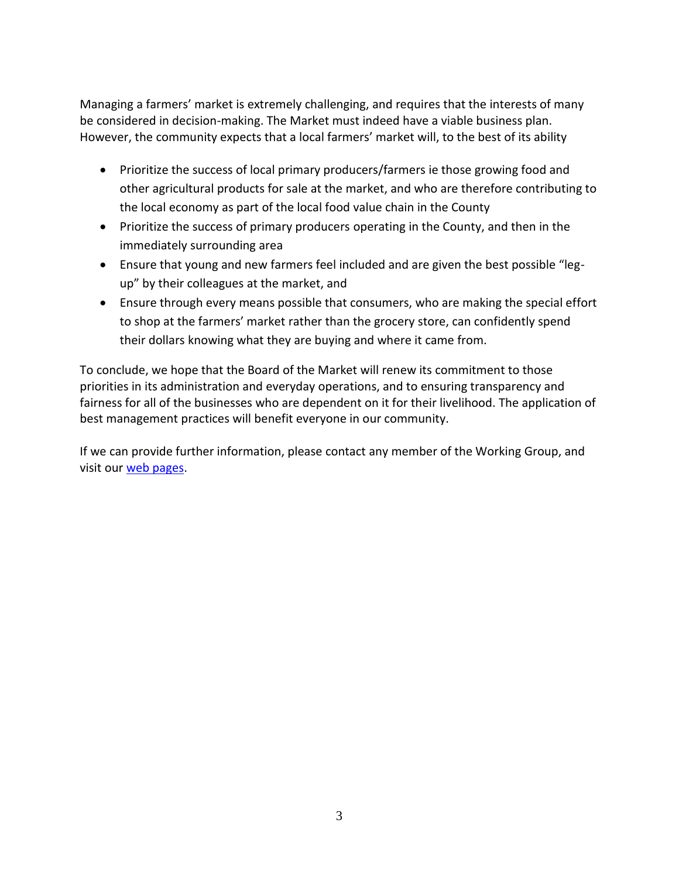Managing a farmers' market is extremely challenging, and requires that the interests of many be considered in decision-making. The Market must indeed have a viable business plan. However, the community expects that a local farmers' market will, to the best of its ability

- Prioritize the success of local primary producers/farmers ie those growing food and other agricultural products for sale at the market, and who are therefore contributing to the local economy as part of the local food value chain in the County
- Prioritize the success of primary producers operating in the County, and then in the immediately surrounding area
- Ensure that young and new farmers feel included and are given the best possible "leg-up" by their colleagues at the market, and
- Ensure through every means possible that consumers, who are making the special effort to shop at the farmers' market rather than the grocery store, can confidently spend their dollars knowing what they are buying and where it came from.

To conclude, we hope that the Board of the Market will renew its commitment to those priorities in its administration and everyday operations, and to ensuring transparency and fairness for all of the businesses who are dependent on it for their livelihood. The application of best management practices will benefit everyone in our community.

If we can provide further information, please contact any member of the Working Group, and visit our web pages.